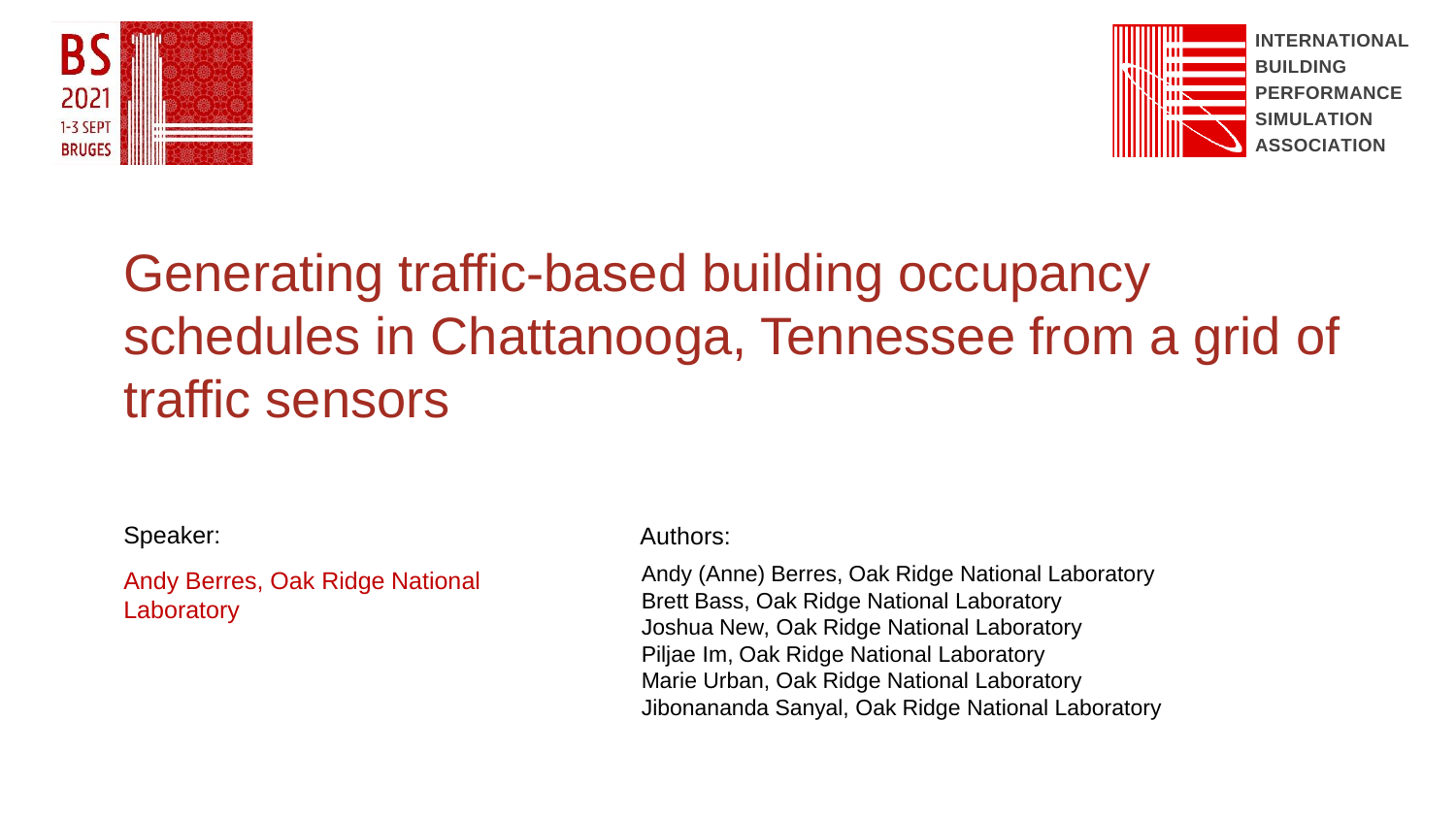BS 2021
1-3 SEPT
BRUGES

INTERNATIONAL BUILDING PERFORMANCE SIMULATION ASSOCIATION

# Generating traffic-based building occupancy schedules in Chattanooga, Tennessee from a grid of traffic sensors

Speaker:

Andy Berres, Oak Ridge National Laboratory

Authors:

Andy (Anne) Berres, Oak Ridge National Laboratory
Brett Bass, Oak Ridge National Laboratory
Joshua New, Oak Ridge National Laboratory
Piljae Im, Oak Ridge National Laboratory
Marie Urban, Oak Ridge National Laboratory
Jibonananda Sanyal, Oak Ridge National Laboratory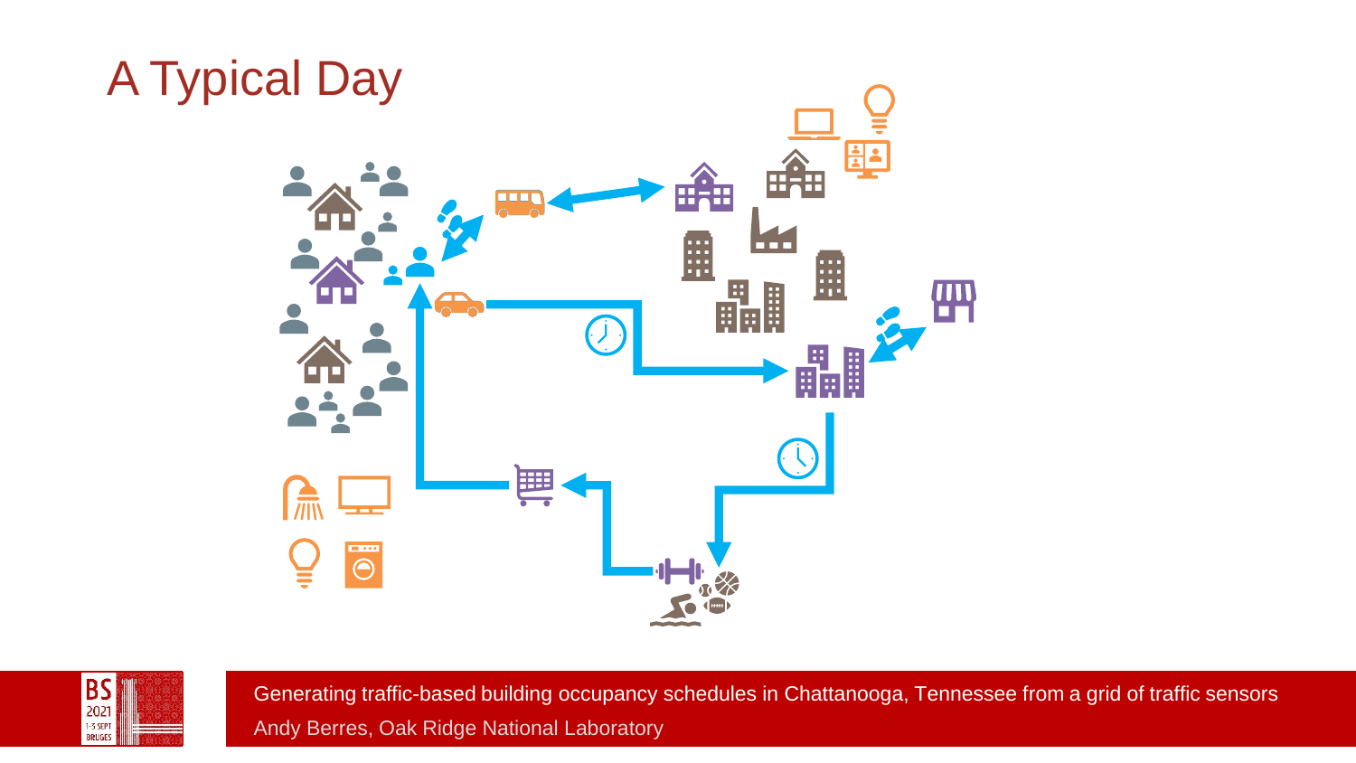# A Typical Day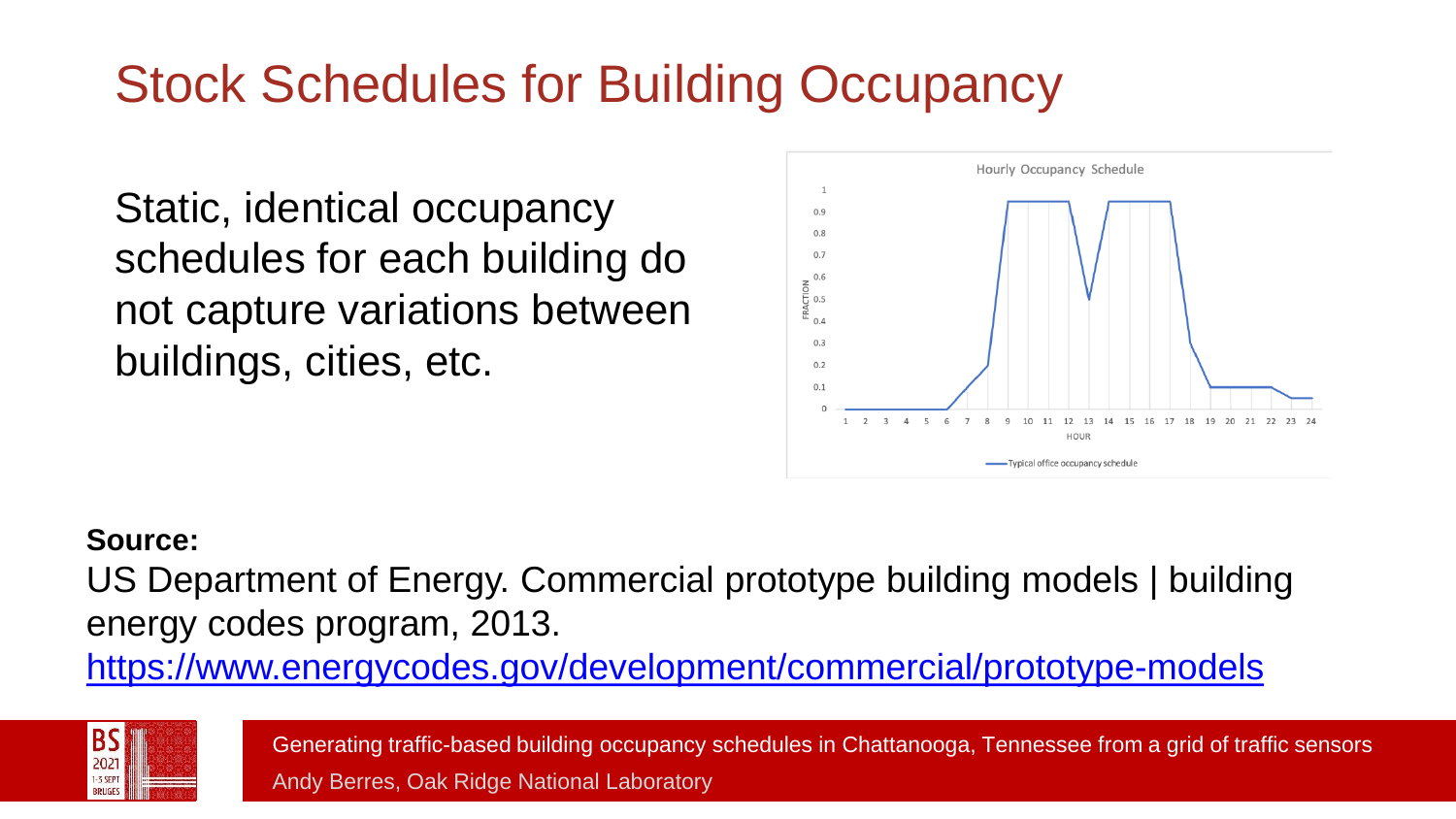# Stock Schedules for Building Occupancy

Static, identical occupancy schedules for each building do not capture variations between buildings, cities, etc.

**Source:**
US Department of Energy. Commercial prototype building models | building energy codes program, 2013.
https://www.energycodes.gov/development/commercial/prototype-models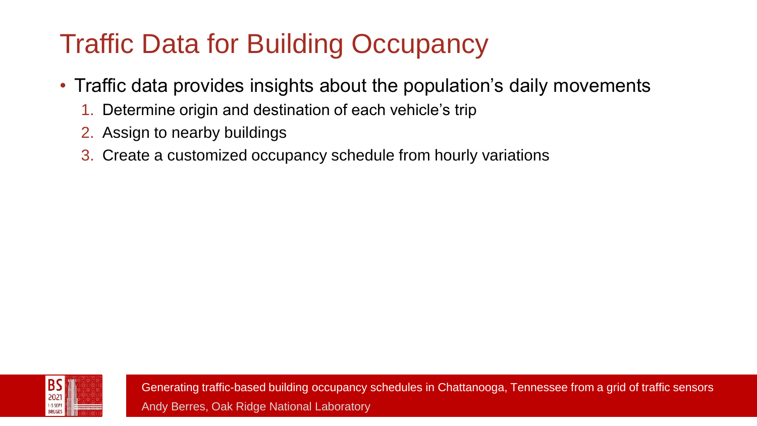# Traffic Data for Building Occupancy

- Traffic data provides insights about the population's daily movements
  1. Determine origin and destination of each vehicle's trip
  2. Assign to nearby buildings
  3. Create a customized occupancy schedule from hourly variations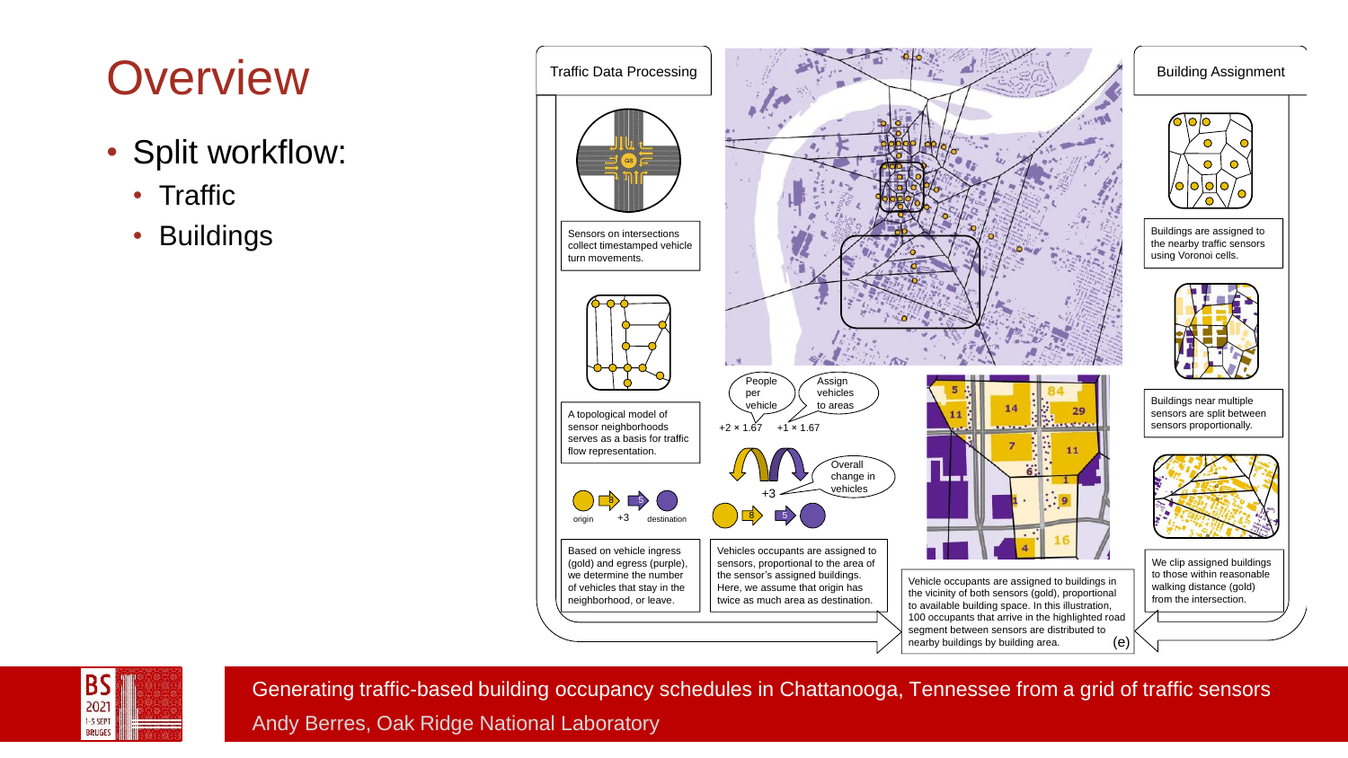# Overview

- Split workflow:
  - Traffic
  - Buildings

**Traffic Data Processing**

Sensors on intersections collect timestamped vehicle turn movements.

A topological model of sensor neighborhoods serves as a basis for traffic flow representation.

Based on vehicle ingress (gold) and egress (purple), we determine the number of vehicles that stay in the neighborhood, or leave.

Vehicles occupants are assigned to sensors, proportional to the area of the sensor's assigned buildings. Here, we assume that origin has twice as much area as destination.

Vehicle occupants are assigned to buildings in the vicinity of both sensors (gold), proportional to available building space. In this illustration, 100 occupants that arrive in the highlighted road segment between sensors are distributed to nearby buildings by building area.

**Building Assignment**

Buildings are assigned to the nearby traffic sensors using Voronoi cells.

Buildings near multiple sensors are split between sensors proportionally.

We clip assigned buildings to those within reasonable walking distance (gold) from the intersection.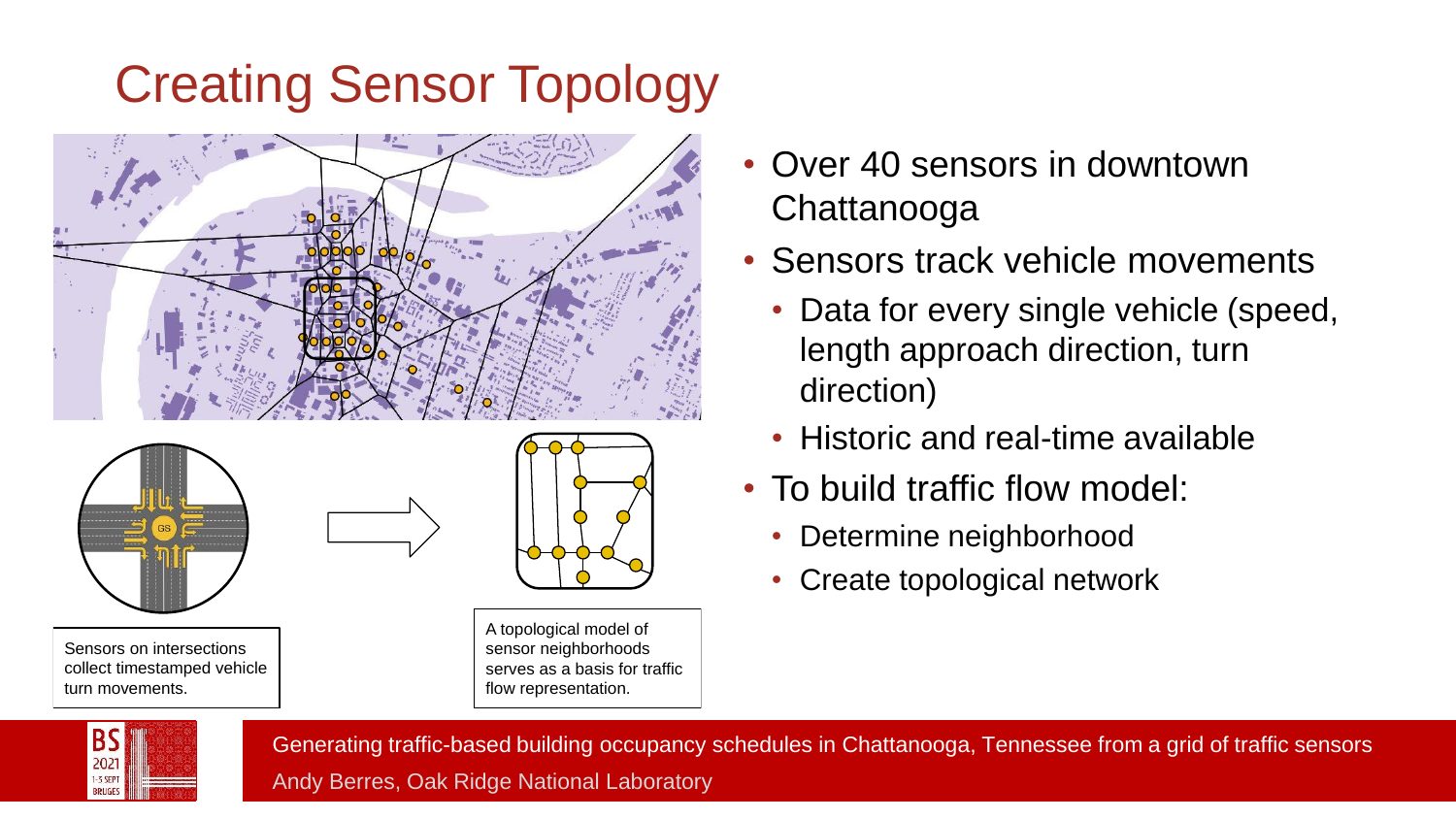# Creating Sensor Topology

Sensors on intersections collect timestamped vehicle turn movements.

A topological model of sensor neighborhoods serves as a basis for traffic flow representation.

- Over 40 sensors in downtown Chattanooga
- Sensors track vehicle movements
  - Data for every single vehicle (speed, length approach direction, turn direction)
  - Historic and real-time available
- To build traffic flow model:
  - Determine neighborhood
  - Create topological network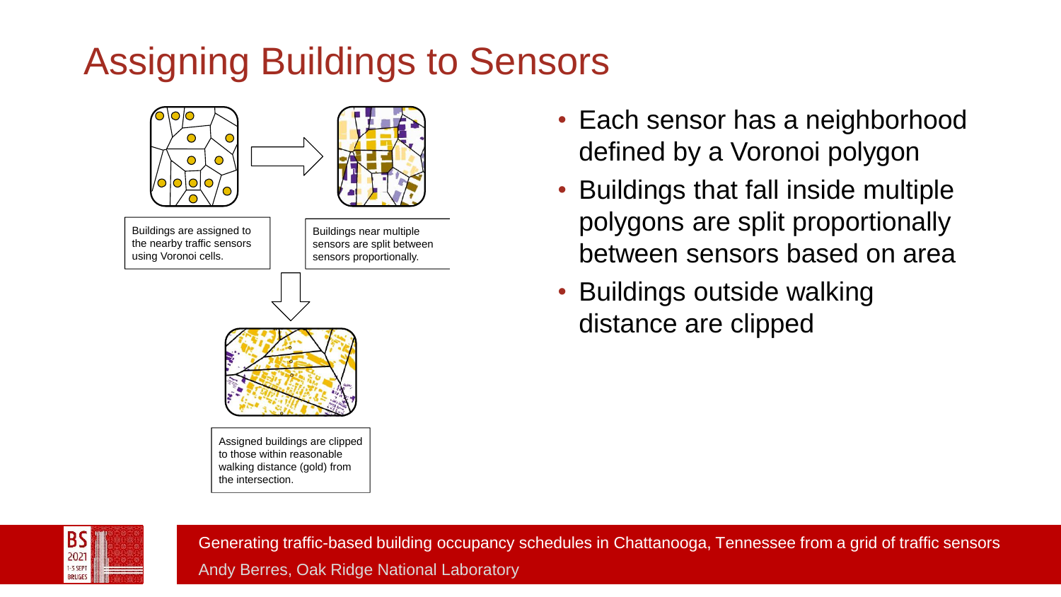# Assigning Buildings to Sensors

Buildings are assigned to the nearby traffic sensors using Voronoi cells.

Buildings near multiple sensors are split between sensors proportionally.

Assigned buildings are clipped to those within reasonable walking distance (gold) from the intersection.

- Each sensor has a neighborhood defined by a Voronoi polygon
- Buildings that fall inside multiple polygons are split proportionally between sensors based on area
- Buildings outside walking distance are clipped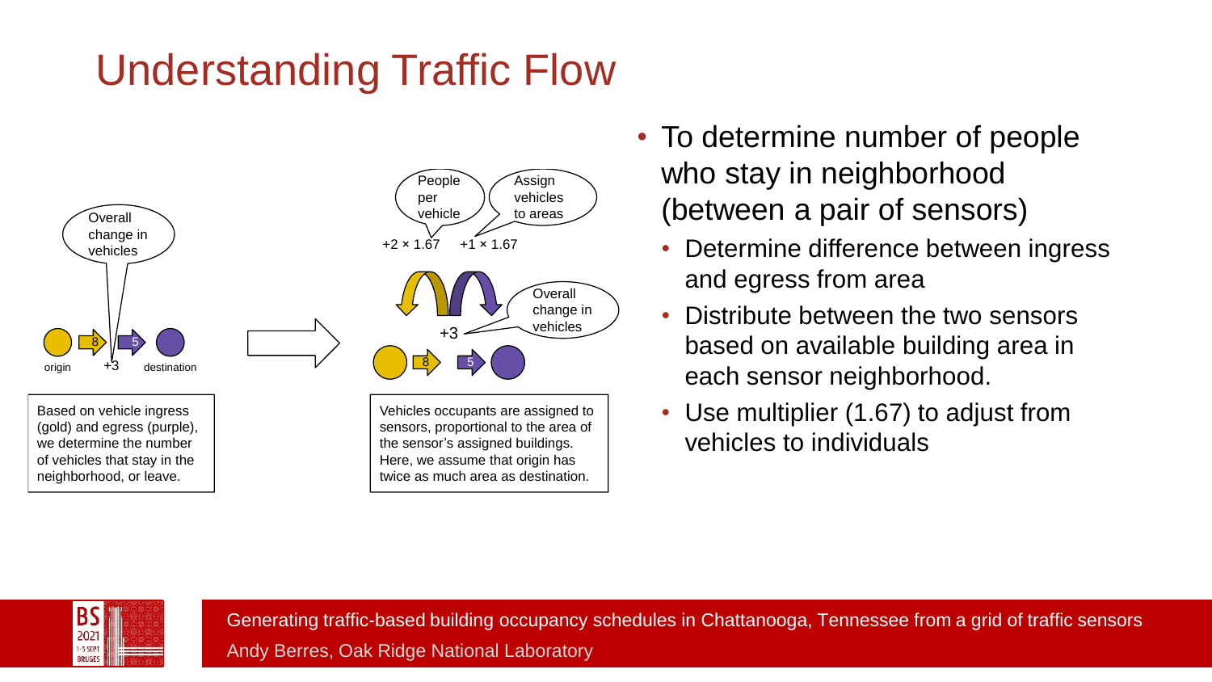# Understanding Traffic Flow

Overall change in vehicles

8 → 5

origin +3 destination

Based on vehicle ingress (gold) and egress (purple), we determine the number of vehicles that stay in the neighborhood, or leave.

People per vehicle

Assign vehicles to areas

+2 × 1.67 +1 × 1.67

Overall change in vehicles

+3

8 → 5

Vehicles occupants are assigned to sensors, proportional to the area of the sensor's assigned buildings. Here, we assume that origin has twice as much area as destination.

- To determine number of people who stay in neighborhood (between a pair of sensors)
  - Determine difference between ingress and egress from area
  - Distribute between the two sensors based on available building area in each sensor neighborhood.
  - Use multiplier (1.67) to adjust from vehicles to individuals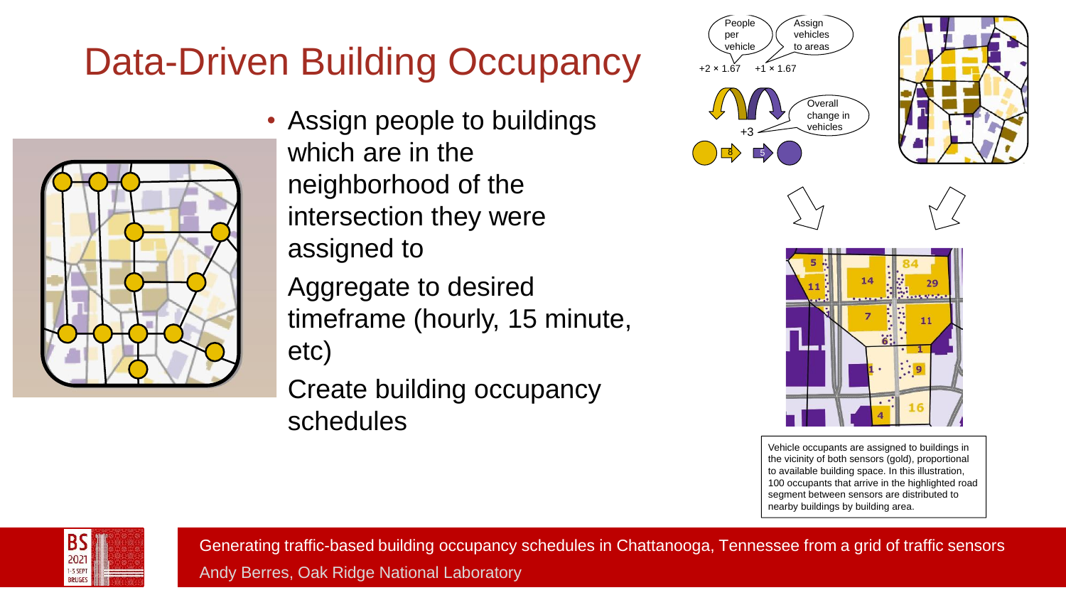# Data-Driven Building Occupancy

- Assign people to buildings which are in the neighborhood of the intersection they were assigned to
- Aggregate to desired timeframe (hourly, 15 minute, etc)
- Create building occupancy schedules

People per vehicle

Assign vehicles to areas

+2 × 1.67 +1 × 1.67

Overall change in vehicles

+3

8 5

Vehicle occupants are assigned to buildings in the vicinity of both sensors (gold), proportional to available building space. In this illustration, 100 occupants that arrive in the highlighted road segment between sensors are distributed to nearby buildings by building area.

Generating traffic-based building occupancy schedules in Chattanooga, Tennessee from a grid of traffic sensors

Andy Berres, Oak Ridge National Laboratory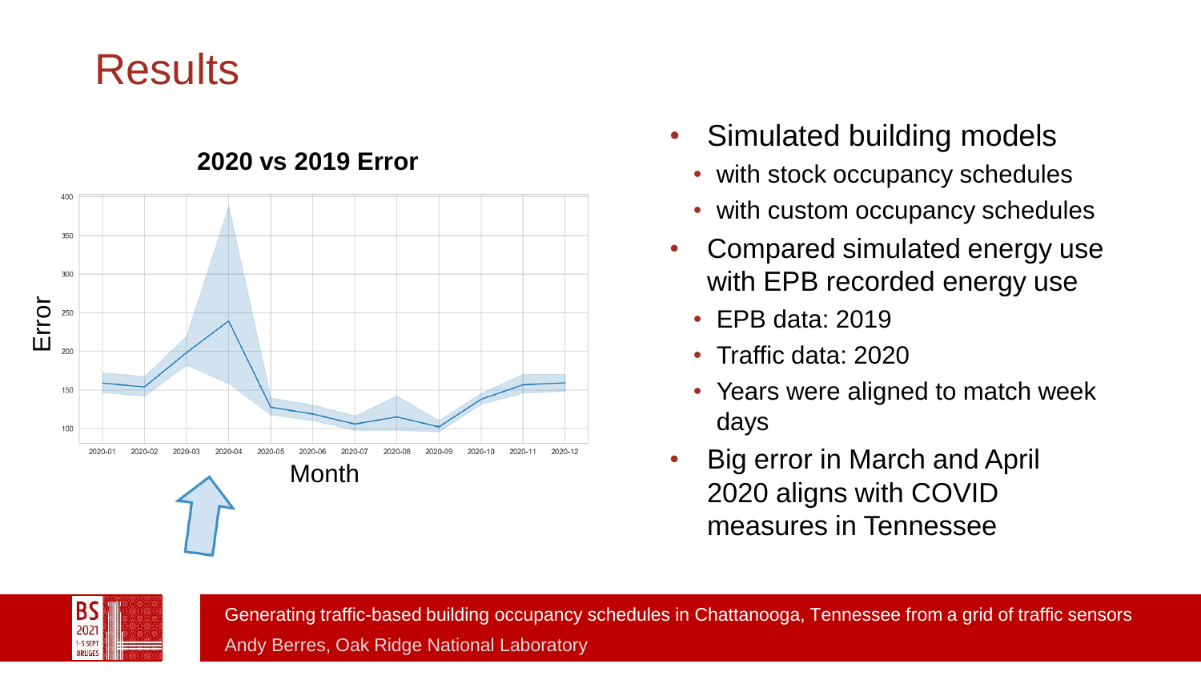# Results

**2020 vs 2019 Error**

- Simulated building models
  - with stock occupancy schedules
  - with custom occupancy schedules
- Compared simulated energy use with EPB recorded energy use
  - EPB data: 2019
  - Traffic data: 2020
  - Years were aligned to match week days
- Big error in March and April 2020 aligns with COVID measures in Tennessee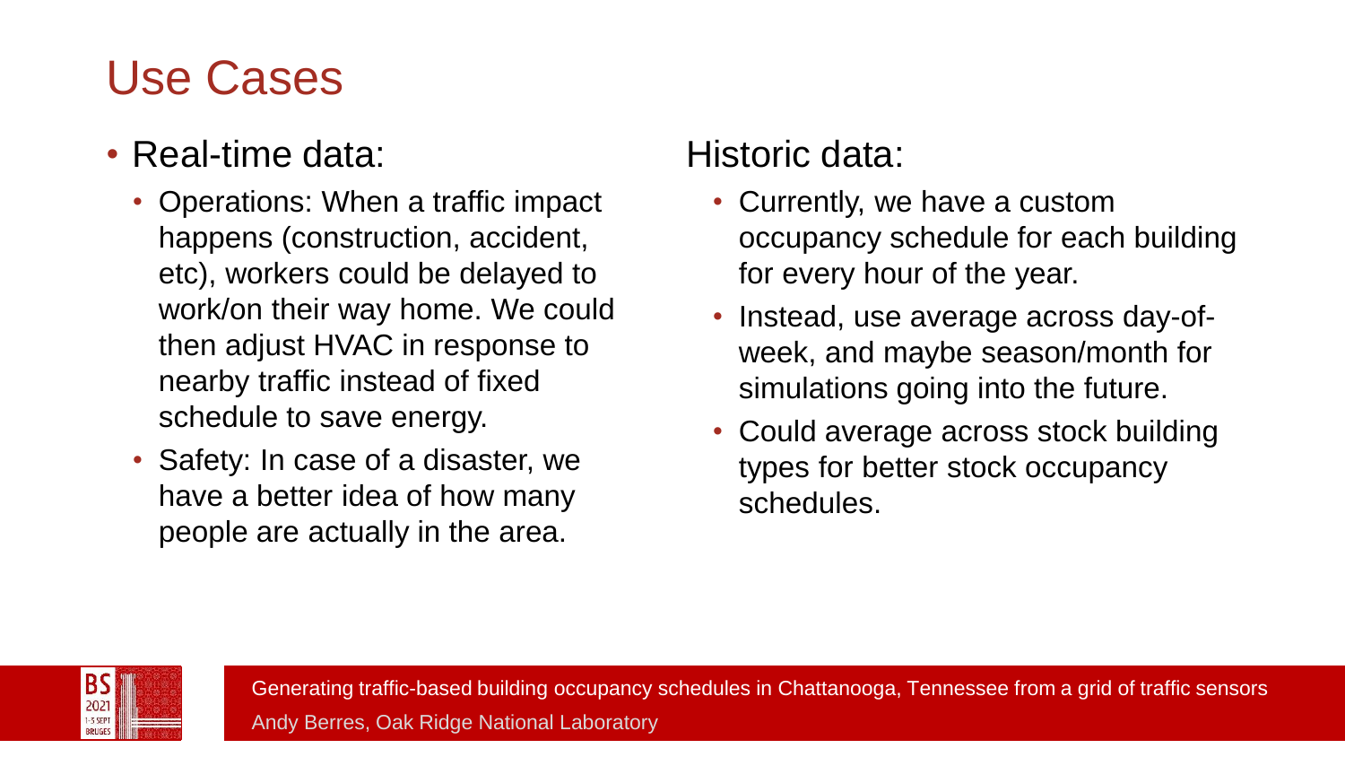# Use Cases

- Real-time data:
  - Operations: When a traffic impact happens (construction, accident, etc), workers could be delayed to work/on their way home. We could then adjust HVAC in response to nearby traffic instead of fixed schedule to save energy.
  - Safety: In case of a disaster, we have a better idea of how many people are actually in the area.

Historic data:

- Currently, we have a custom occupancy schedule for each building for every hour of the year.
- Instead, use average across day-of-week, and maybe season/month for simulations going into the future.
- Could average across stock building types for better stock occupancy schedules.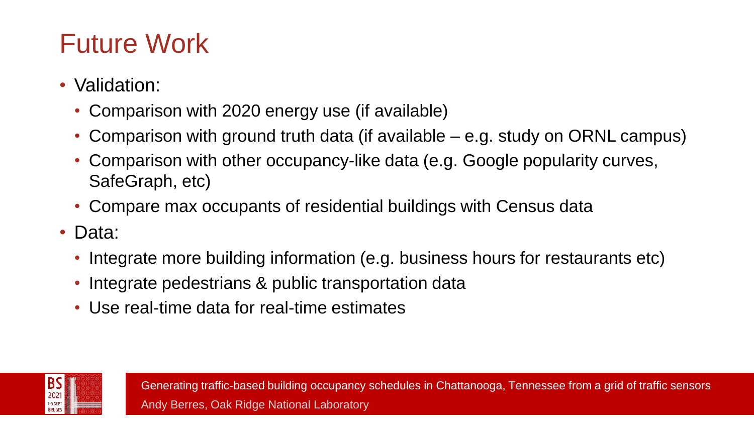# Future Work

- Validation:
  - Comparison with 2020 energy use (if available)
  - Comparison with ground truth data (if available – e.g. study on ORNL campus)
  - Comparison with other occupancy-like data (e.g. Google popularity curves, SafeGraph, etc)
  - Compare max occupants of residential buildings with Census data
- Data:
  - Integrate more building information (e.g. business hours for restaurants etc)
  - Integrate pedestrians & public transportation data
  - Use real-time data for real-time estimates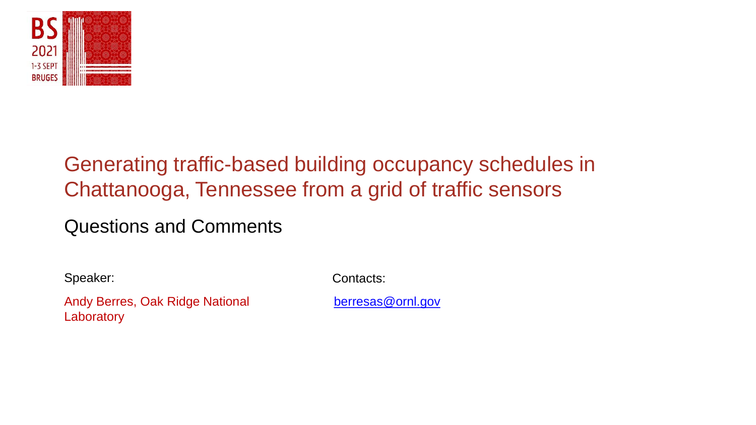# Generating traffic-based building occupancy schedules in Chattanooga, Tennessee from a grid of traffic sensors

## Questions and Comments

Speaker:

Andy Berres, Oak Ridge National Laboratory

Contacts:

berresas@ornl.gov